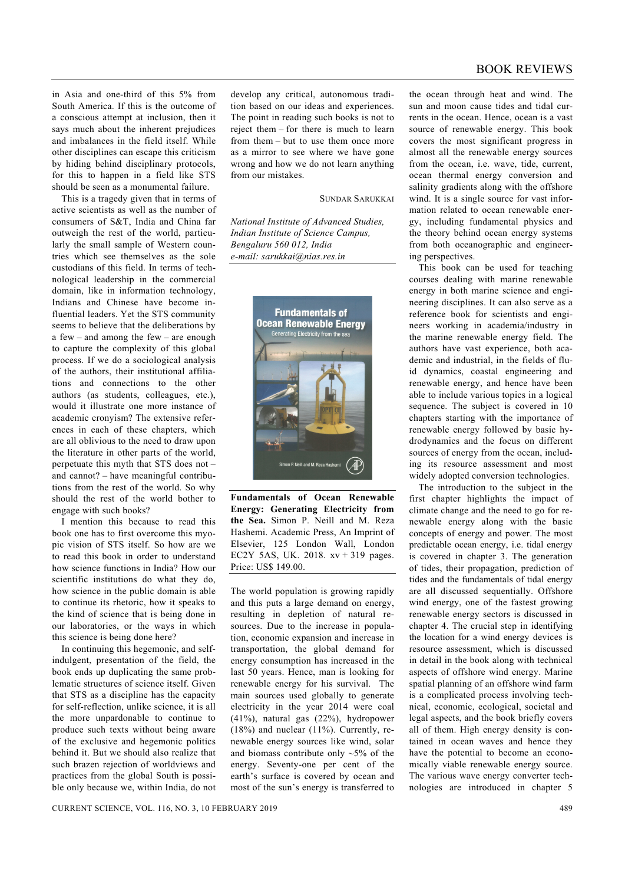in Asia and one-third of this 5% from South America. If this is the outcome of a conscious attempt at inclusion, then it says much about the inherent prejudices and imbalances in the field itself. While other disciplines can escape this criticism by hiding behind disciplinary protocols, for this to happen in a field like STS should be seen as a monumental failure.

This is a tragedy given that in terms of active scientists as well as the number of consumers of S&T, India and China far outweigh the rest of the world, particularly the small sample of Western countries which see themselves as the sole custodians of this field. In terms of technological leadership in the commercial domain, like in information technology, Indians and Chinese have become influential leaders. Yet the STS community seems to believe that the deliberations by a few – and among the few – are enough to capture the complexity of this global process. If we do a sociological analysis of the authors, their institutional affiliations and connections to the other authors (as students, colleagues, etc.), would it illustrate one more instance of academic cronyism? The extensive references in each of these chapters, which are all oblivious to the need to draw upon the literature in other parts of the world, perpetuate this myth that STS does not – and cannot? – have meaningful contributions from the rest of the world. So why should the rest of the world bother to engage with such books?

I mention this because to read this book one has to first overcome this myopic vision of STS itself. So how are we to read this book in order to understand how science functions in India? How our scientific institutions do what they do, how science in the public domain is able to continue its rhetoric, how it speaks to the kind of science that is being done in our laboratories, or the ways in which this science is being done here?

In continuing this hegemonic, and self-indulgent, presentation of the field, the book ends up duplicating the same problematic structures of science itself. Given that STS as a discipline has the capacity for self-reflection, unlike science, it is all the more unpardonable to continue to produce such texts without being aware of the exclusive and hegemonic politics behind it. But we should also realize that such brazen rejection of worldviews and practices from the global South is possible only because we, within India, do not develop any critical, autonomous tradition based on our ideas and experiences. The point in reading such books is not to reject them – for there is much to learn from them – but to use them once more as a mirror to see where we have gone wrong and how we do not learn anything from our mistakes.

SUNDAR SARUKKAI

*National Institute of Advanced Studies,*
*Indian Institute of Science Campus,*
*Bengaluru 560 012, India*
*e-mail: sarukkai@nias.res.in*

---

**Fundamentals of Ocean Renewable Energy: Generating Electricity from the Sea.** Simon P. Neill and M. Reza Hashemi. Academic Press, An Imprint of Elsevier, 125 London Wall, London EC2Y 5AS, UK. 2018. xv + 319 pages. Price: US$ 149.00.

The world population is growing rapidly and this puts a large demand on energy, resulting in depletion of natural resources. Due to the increase in population, economic expansion and increase in transportation, the global demand for energy consumption has increased in the last 50 years. Hence, man is looking for renewable energy for his survival. The main sources used globally to generate electricity in the year 2014 were coal (41%), natural gas (22%), hydropower (18%) and nuclear (11%). Currently, renewable energy sources like wind, solar and biomass contribute only ~5% of the energy. Seventy-one per cent of the earth's surface is covered by ocean and most of the sun's energy is transferred to the ocean through heat and wind. The sun and moon cause tides and tidal currents in the ocean. Hence, ocean is a vast source of renewable energy. This book covers the most significant progress in almost all the renewable energy sources from the ocean, i.e. wave, tide, current, ocean thermal energy conversion and salinity gradients along with the offshore wind. It is a single source for vast information related to ocean renewable energy, including fundamental physics and the theory behind ocean energy systems from both oceanographic and engineering perspectives.

This book can be used for teaching courses dealing with marine renewable energy in both marine science and engineering disciplines. It can also serve as a reference book for scientists and engineers working in academia/industry in the marine renewable energy field. The authors have vast experience, both academic and industrial, in the fields of fluid dynamics, coastal engineering and renewable energy, and hence have been able to include various topics in a logical sequence. The subject is covered in 10 chapters starting with the importance of renewable energy followed by basic hydrodynamics and the focus on different sources of energy from the ocean, including its resource assessment and most widely adopted conversion technologies.

The introduction to the subject in the first chapter highlights the impact of climate change and the need to go for renewable energy along with the basic concepts of energy and power. The most predictable ocean energy, i.e. tidal energy is covered in chapter 3. The generation of tides, their propagation, prediction of tides and the fundamentals of tidal energy are all discussed sequentially. Offshore wind energy, one of the fastest growing renewable energy sectors is discussed in chapter 4. The crucial step in identifying the location for a wind energy devices is resource assessment, which is discussed in detail in the book along with technical aspects of offshore wind energy. Marine spatial planning of an offshore wind farm is a complicated process involving technical, economic, ecological, societal and legal aspects, and the book briefly covers all of them. High energy density is contained in ocean waves and hence they have the potential to become an economically viable renewable energy source. The various wave energy converter technologies are introduced in chapter 5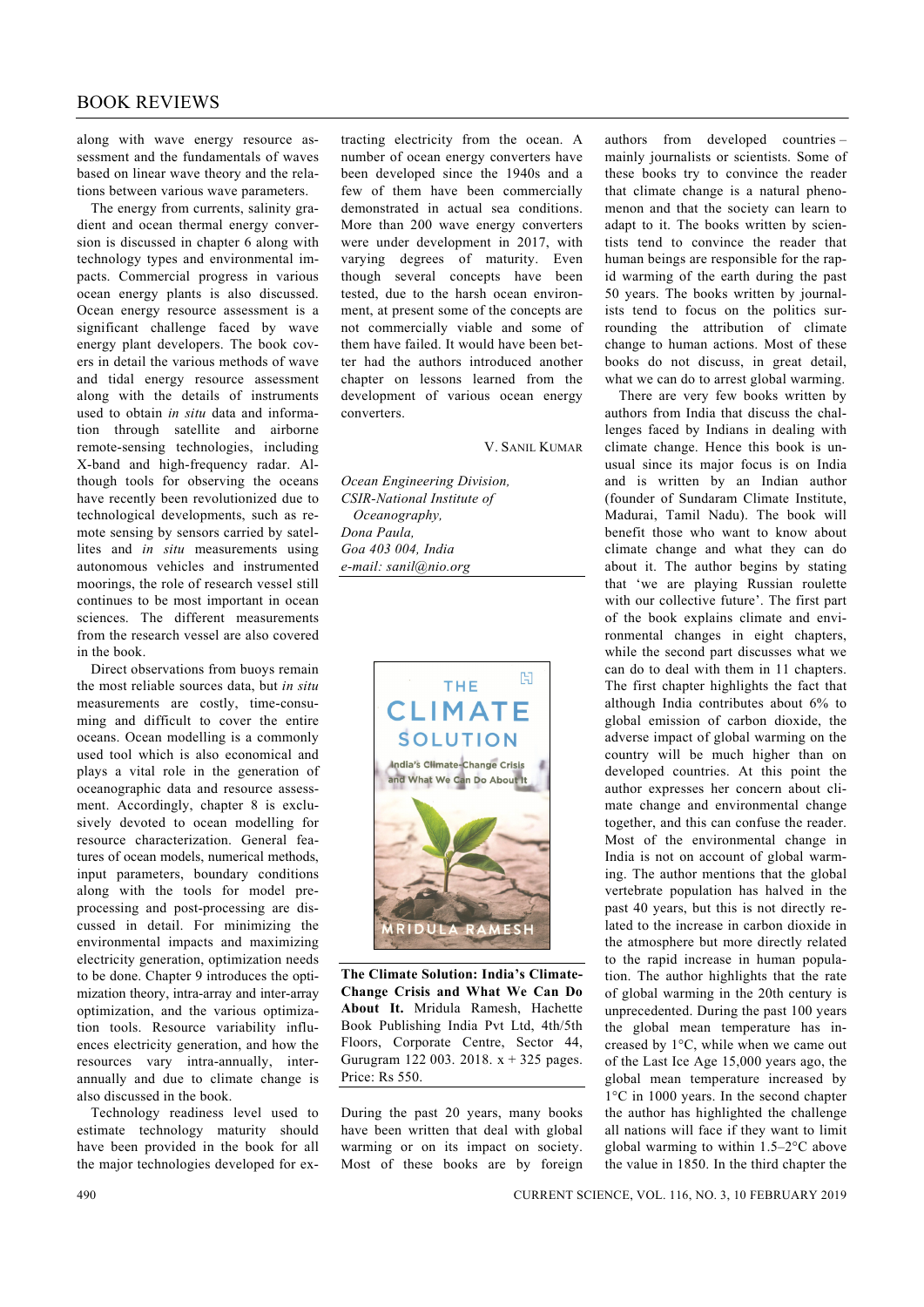along with wave energy resource assessment and the fundamentals of waves based on linear wave theory and the relations between various wave parameters.

The energy from currents, salinity gradient and ocean thermal energy conversion is discussed in chapter 6 along with technology types and environmental impacts. Commercial progress in various ocean energy plants is also discussed. Ocean energy resource assessment is a significant challenge faced by wave energy plant developers. The book covers in detail the various methods of wave and tidal energy resource assessment along with the details of instruments used to obtain *in situ* data and information through satellite and airborne remote-sensing technologies, including X-band and high-frequency radar. Although tools for observing the oceans have recently been revolutionized due to technological developments, such as remote sensing by sensors carried by satellites and *in situ* measurements using autonomous vehicles and instrumented moorings, the role of research vessel still continues to be most important in ocean sciences. The different measurements from the research vessel are also covered in the book.

Direct observations from buoys remain the most reliable sources data, but *in situ* measurements are costly, time-consuming and difficult to cover the entire oceans. Ocean modelling is a commonly used tool which is also economical and plays a vital role in the generation of oceanographic data and resource assessment. Accordingly, chapter 8 is exclusively devoted to ocean modelling for resource characterization. General features of ocean models, numerical methods, input parameters, boundary conditions along with the tools for model pre-processing and post-processing are discussed in detail. For minimizing the environmental impacts and maximizing electricity generation, optimization needs to be done. Chapter 9 introduces the optimization theory, intra-array and inter-array optimization, and the various optimization tools. Resource variability influences electricity generation, and how the resources vary intra-annually, inter-annually and due to climate change is also discussed in the book.

Technology readiness level used to estimate technology maturity should have been provided in the book for all the major technologies developed for extracting electricity from the ocean. A number of ocean energy converters have been developed since the 1940s and a few of them have been commercially demonstrated in actual sea conditions. More than 200 wave energy converters were under development in 2017, with varying degrees of maturity. Even though several concepts have been tested, due to the harsh ocean environment, at present some of the concepts are not commercially viable and some of them have failed. It would have been better had the authors introduced another chapter on lessons learned from the development of various ocean energy converters.

V. Sanil Kumar

*Ocean Engineering Division,*
*CSIR-National Institute of Oceanography,*
*Dona Paula,*
*Goa 403 004, India*
*e-mail: sanil@nio.org*

---

**The Climate Solution: India's Climate-Change Crisis and What We Can Do About It.** Mridula Ramesh, Hachette Book Publishing India Pvt Ltd, 4th/5th Floors, Corporate Centre, Sector 44, Gurugram 122 003. 2018. x + 325 pages. Price: Rs 550.

During the past 20 years, many books have been written that deal with global warming or on its impact on society. Most of these books are by foreign authors from developed countries – mainly journalists or scientists. Some of these books try to convince the reader that climate change is a natural phenomenon and that the society can learn to adapt to it. The books written by scientists tend to convince the reader that human beings are responsible for the rapid warming of the earth during the past 50 years. The books written by journalists tend to focus on the politics surrounding the attribution of climate change to human actions. Most of these books do not discuss, in great detail, what we can do to arrest global warming.

There are very few books written by authors from India that discuss the challenges faced by Indians in dealing with climate change. Hence this book is unusual since its major focus is on India and is written by an Indian author (founder of Sundaram Climate Institute, Madurai, Tamil Nadu). The book will benefit those who want to know about climate change and what they can do about it. The author begins by stating that 'we are playing Russian roulette with our collective future'. The first part of the book explains climate and environmental changes in eight chapters, while the second part discusses what we can do to deal with them in 11 chapters. The first chapter highlights the fact that although India contributes about 6% to global emission of carbon dioxide, the adverse impact of global warming on the country will be much higher than on developed countries. At this point the author expresses her concern about climate change and environmental change together, and this can confuse the reader. Most of the environmental change in India is not on account of global warming. The author mentions that the global vertebrate population has halved in the past 40 years, but this is not directly related to the increase in carbon dioxide in the atmosphere but more directly related to the rapid increase in human population. The author highlights that the rate of global warming in the 20th century is unprecedented. During the past 100 years the global mean temperature has increased by 1°C, while when we came out of the Last Ice Age 15,000 years ago, the global mean temperature increased by 1°C in 1000 years. In the second chapter the author has highlighted the challenge all nations will face if they want to limit global warming to within 1.5–2°C above the value in 1850. In the third chapter the